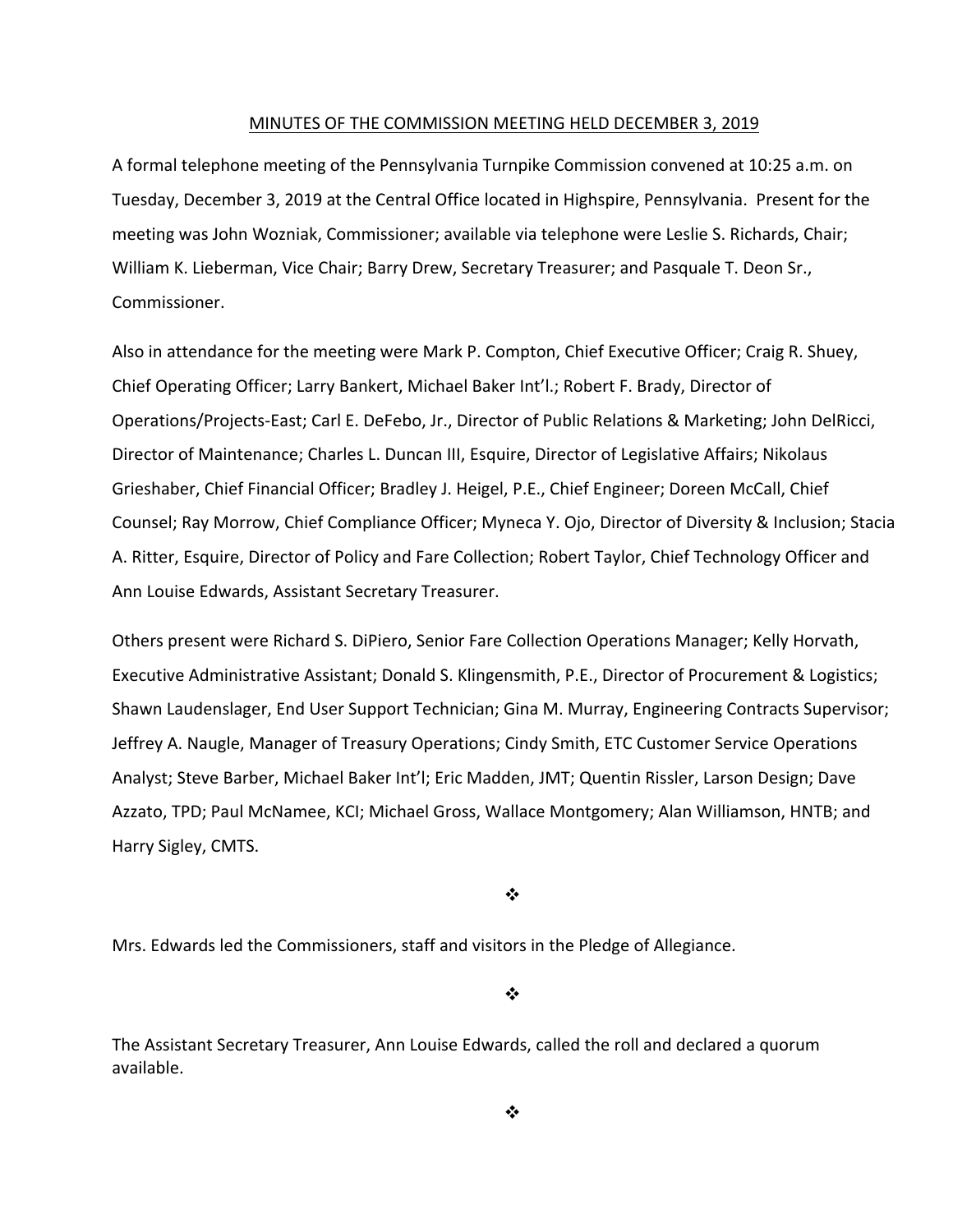MINUTES OF THE COMMISSION MEETING HELD DECEMBER 3, 2019

A formal telephone meeting of the Pennsylvania Turnpike Commission convened at 10:25 a.m. on Tuesday, December 3, 2019 at the Central Office located in Highspire, Pennsylvania. Present for the meeting was John Wozniak, Commissioner; available via telephone were Leslie S. Richards, Chair; William K. Lieberman, Vice Chair; Barry Drew, Secretary Treasurer; and Pasquale T. Deon Sr., Commissioner.

Also in attendance for the meeting were Mark P. Compton, Chief Executive Officer; Craig R. Shuey, Chief Operating Officer; Larry Bankert, Michael Baker Int'l.; Robert F. Brady, Director of Operations/Projects-East; Carl E. DeFebo, Jr., Director of Public Relations & Marketing; John DelRicci, Director of Maintenance; Charles L. Duncan III, Esquire, Director of Legislative Affairs; Nikolaus Grieshaber, Chief Financial Officer; Bradley J. Heigel, P.E., Chief Engineer; Doreen McCall, Chief Counsel; Ray Morrow, Chief Compliance Officer; Myneca Y. Ojo, Director of Diversity & Inclusion; Stacia A. Ritter, Esquire, Director of Policy and Fare Collection; Robert Taylor, Chief Technology Officer and Ann Louise Edwards, Assistant Secretary Treasurer.

Others present were Richard S. DiPiero, Senior Fare Collection Operations Manager; Kelly Horvath, Executive Administrative Assistant; Donald S. Klingensmith, P.E., Director of Procurement & Logistics; Shawn Laudenslager, End User Support Technician; Gina M. Murray, Engineering Contracts Supervisor; Jeffrey A. Naugle, Manager of Treasury Operations; Cindy Smith, ETC Customer Service Operations Analyst; Steve Barber, Michael Baker Int'l; Eric Madden, JMT; Quentin Rissler, Larson Design; Dave Azzato, TPD; Paul McNamee, KCI; Michael Gross, Wallace Montgomery; Alan Williamson, HNTB; and Harry Sigley, CMTS.

❖

Mrs. Edwards led the Commissioners, staff and visitors in the Pledge of Allegiance.

❖

The Assistant Secretary Treasurer, Ann Louise Edwards, called the roll and declared a quorum available.

❖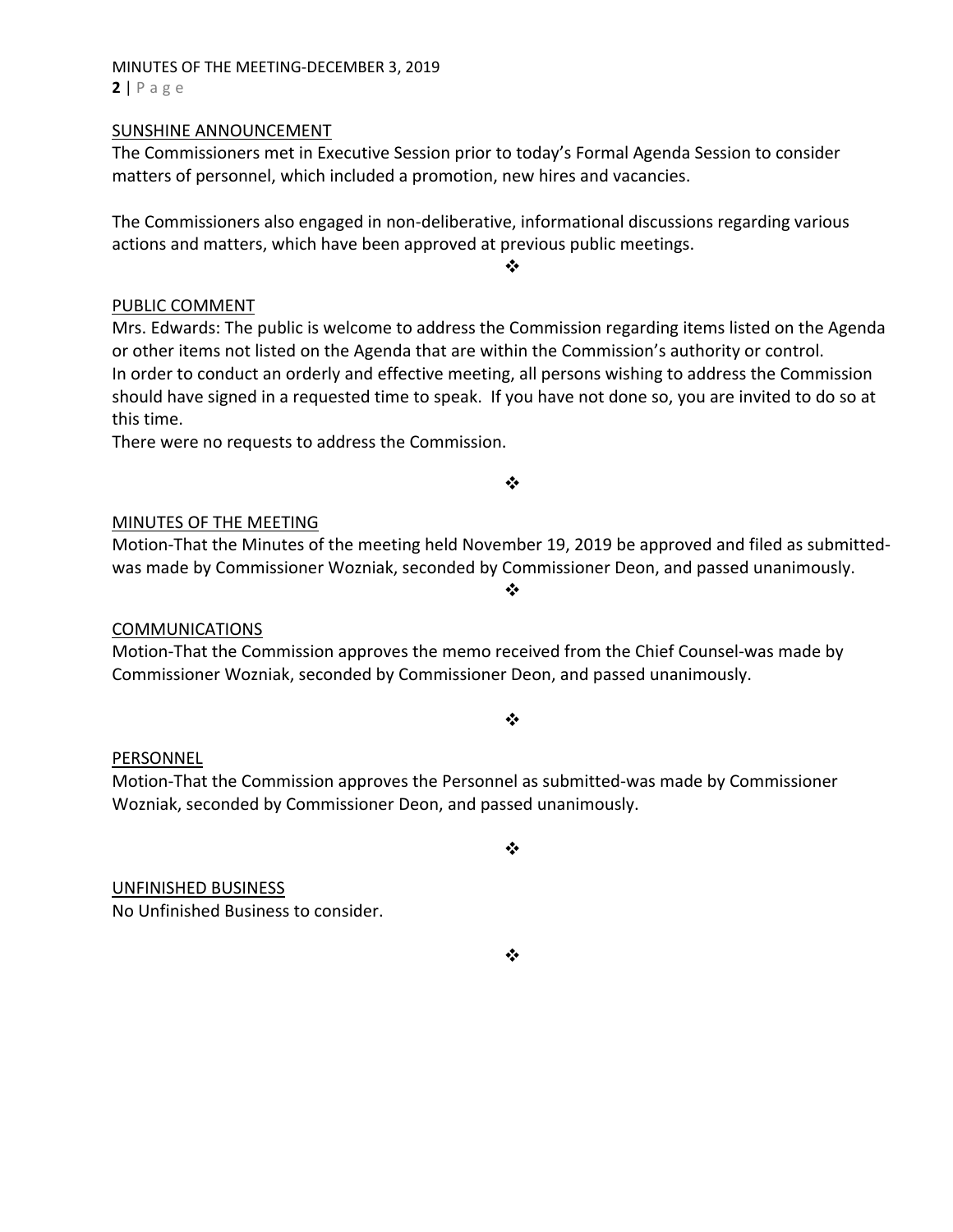## SUNSHINE ANNOUNCEMENT

The Commissioners met in Executive Session prior to today's Formal Agenda Session to consider matters of personnel, which included a promotion, new hires and vacancies.

The Commissioners also engaged in non-deliberative, informational discussions regarding various actions and matters, which have been approved at previous public meetings.

❖

## PUBLIC COMMENT

Mrs. Edwards: The public is welcome to address the Commission regarding items listed on the Agenda or other items not listed on the Agenda that are within the Commission's authority or control. In order to conduct an orderly and effective meeting, all persons wishing to address the Commission should have signed in a requested time to speak. If you have not done so, you are invited to do so at this time.

There were no requests to address the Commission.

❖

## MINUTES OF THE MEETING

Motion-That the Minutes of the meeting held November 19, 2019 be approved and filed as submitted-was made by Commissioner Wozniak, seconded by Commissioner Deon, and passed unanimously.

❖

## COMMUNICATIONS

Motion-That the Commission approves the memo received from the Chief Counsel-was made by Commissioner Wozniak, seconded by Commissioner Deon, and passed unanimously.

❖

## PERSONNEL

Motion-That the Commission approves the Personnel as submitted-was made by Commissioner Wozniak, seconded by Commissioner Deon, and passed unanimously.

❖

## UNFINISHED BUSINESS

No Unfinished Business to consider.

❖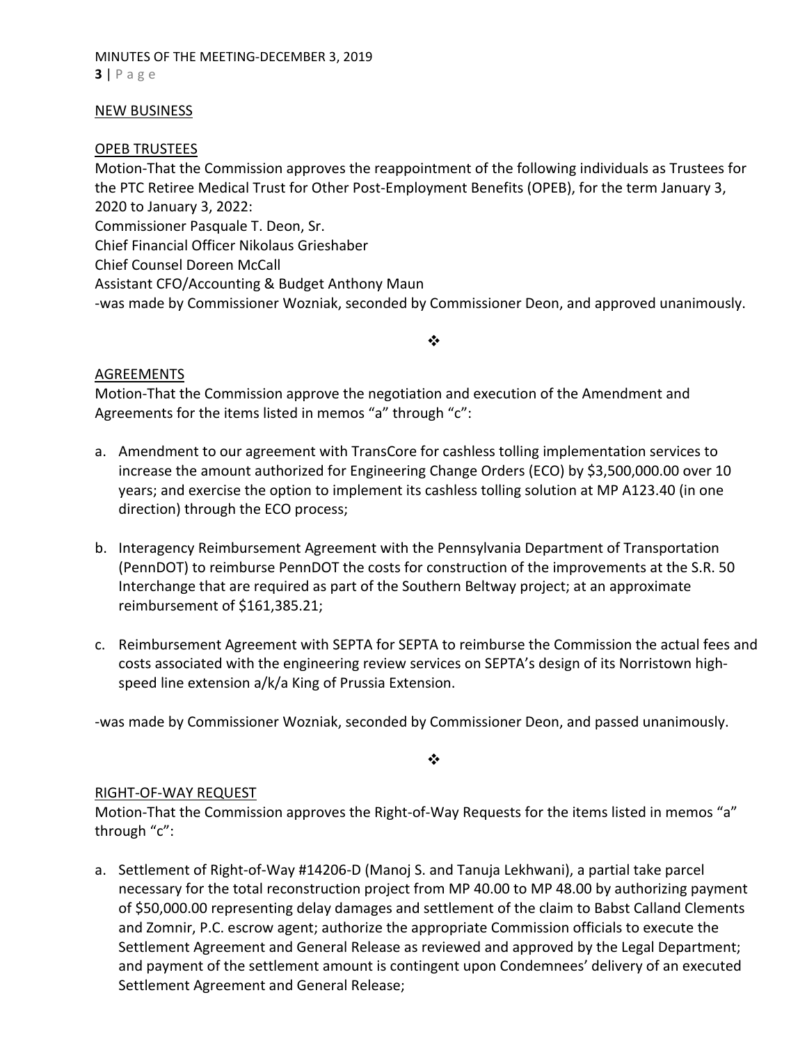## NEW BUSINESS

### OPEB TRUSTEES

Motion-That the Commission approves the reappointment of the following individuals as Trustees for the PTC Retiree Medical Trust for Other Post-Employment Benefits (OPEB), for the term January 3, 2020 to January 3, 2022:

Commissioner Pasquale T. Deon, Sr.
Chief Financial Officer Nikolaus Grieshaber
Chief Counsel Doreen McCall
Assistant CFO/Accounting & Budget Anthony Maun

-was made by Commissioner Wozniak, seconded by Commissioner Deon, and approved unanimously.

❖

### AGREEMENTS

Motion-That the Commission approve the negotiation and execution of the Amendment and Agreements for the items listed in memos "a" through "c":

a. Amendment to our agreement with TransCore for cashless tolling implementation services to increase the amount authorized for Engineering Change Orders (ECO) by $3,500,000.00 over 10 years; and exercise the option to implement its cashless tolling solution at MP A123.40 (in one direction) through the ECO process;

b. Interagency Reimbursement Agreement with the Pennsylvania Department of Transportation (PennDOT) to reimburse PennDOT the costs for construction of the improvements at the S.R. 50 Interchange that are required as part of the Southern Beltway project; at an approximate reimbursement of $161,385.21;

c. Reimbursement Agreement with SEPTA for SEPTA to reimburse the Commission the actual fees and costs associated with the engineering review services on SEPTA's design of its Norristown high-speed line extension a/k/a King of Prussia Extension.

-was made by Commissioner Wozniak, seconded by Commissioner Deon, and passed unanimously.

❖

### RIGHT-OF-WAY REQUEST

Motion-That the Commission approves the Right-of-Way Requests for the items listed in memos "a" through "c":

a. Settlement of Right-of-Way #14206-D (Manoj S. and Tanuja Lekhwani), a partial take parcel necessary for the total reconstruction project from MP 40.00 to MP 48.00 by authorizing payment of $50,000.00 representing delay damages and settlement of the claim to Babst Calland Clements and Zomnir, P.C. escrow agent; authorize the appropriate Commission officials to execute the Settlement Agreement and General Release as reviewed and approved by the Legal Department; and payment of the settlement amount is contingent upon Condemnees' delivery of an executed Settlement Agreement and General Release;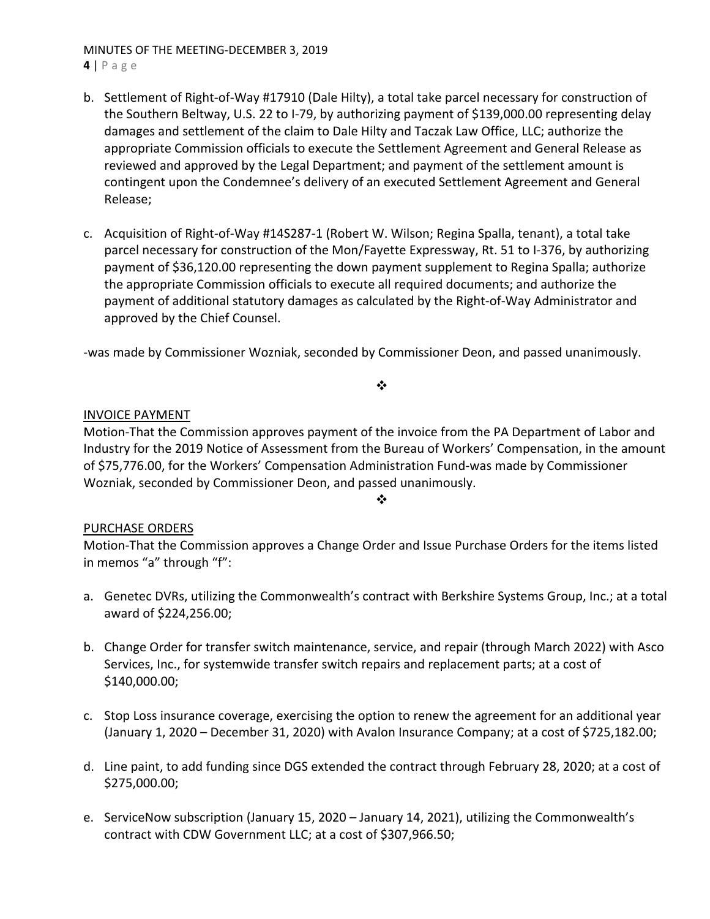b. Settlement of Right-of-Way #17910 (Dale Hilty), a total take parcel necessary for construction of the Southern Beltway, U.S. 22 to I-79, by authorizing payment of $139,000.00 representing delay damages and settlement of the claim to Dale Hilty and Taczak Law Office, LLC; authorize the appropriate Commission officials to execute the Settlement Agreement and General Release as reviewed and approved by the Legal Department; and payment of the settlement amount is contingent upon the Condemnee's delivery of an executed Settlement Agreement and General Release;

c. Acquisition of Right-of-Way #14S287-1 (Robert W. Wilson; Regina Spalla, tenant), a total take parcel necessary for construction of the Mon/Fayette Expressway, Rt. 51 to I-376, by authorizing payment of $36,120.00 representing the down payment supplement to Regina Spalla; authorize the appropriate Commission officials to execute all required documents; and authorize the payment of additional statutory damages as calculated by the Right-of-Way Administrator and approved by the Chief Counsel.

-was made by Commissioner Wozniak, seconded by Commissioner Deon, and passed unanimously.

❖

## INVOICE PAYMENT

Motion-That the Commission approves payment of the invoice from the PA Department of Labor and Industry for the 2019 Notice of Assessment from the Bureau of Workers' Compensation, in the amount of $75,776.00, for the Workers' Compensation Administration Fund-was made by Commissioner Wozniak, seconded by Commissioner Deon, and passed unanimously.

❖

## PURCHASE ORDERS

Motion-That the Commission approves a Change Order and Issue Purchase Orders for the items listed in memos "a" through "f":

a. Genetec DVRs, utilizing the Commonwealth's contract with Berkshire Systems Group, Inc.; at a total award of $224,256.00;

b. Change Order for transfer switch maintenance, service, and repair (through March 2022) with Asco Services, Inc., for systemwide transfer switch repairs and replacement parts; at a cost of $140,000.00;

c. Stop Loss insurance coverage, exercising the option to renew the agreement for an additional year (January 1, 2020 – December 31, 2020) with Avalon Insurance Company; at a cost of $725,182.00;

d. Line paint, to add funding since DGS extended the contract through February 28, 2020; at a cost of $275,000.00;

e. ServiceNow subscription (January 15, 2020 – January 14, 2021), utilizing the Commonwealth's contract with CDW Government LLC; at a cost of $307,966.50;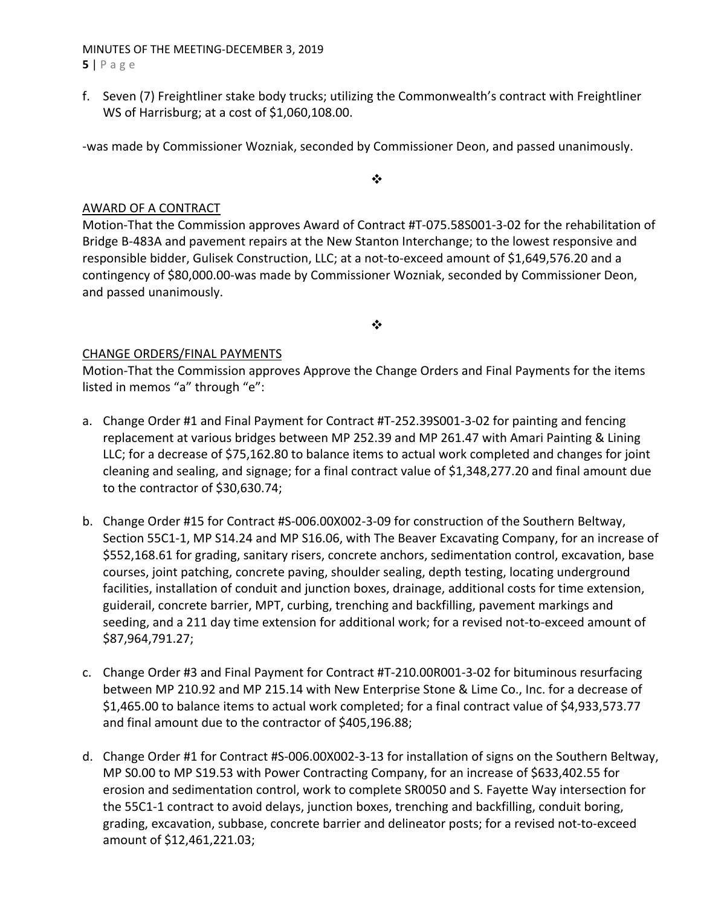f. Seven (7) Freightliner stake body trucks; utilizing the Commonwealth's contract with Freightliner WS of Harrisburg; at a cost of $1,060,108.00.

-was made by Commissioner Wozniak, seconded by Commissioner Deon, and passed unanimously.

❖

AWARD OF A CONTRACT

Motion-That the Commission approves Award of Contract #T-075.58S001-3-02 for the rehabilitation of Bridge B-483A and pavement repairs at the New Stanton Interchange; to the lowest responsive and responsible bidder, Gulisek Construction, LLC; at a not-to-exceed amount of $1,649,576.20 and a contingency of $80,000.00-was made by Commissioner Wozniak, seconded by Commissioner Deon, and passed unanimously.

❖

CHANGE ORDERS/FINAL PAYMENTS

Motion-That the Commission approves Approve the Change Orders and Final Payments for the items listed in memos "a" through "e":

a. Change Order #1 and Final Payment for Contract #T-252.39S001-3-02 for painting and fencing replacement at various bridges between MP 252.39 and MP 261.47 with Amari Painting & Lining LLC; for a decrease of $75,162.80 to balance items to actual work completed and changes for joint cleaning and sealing, and signage; for a final contract value of $1,348,277.20 and final amount due to the contractor of $30,630.74;

b. Change Order #15 for Contract #S-006.00X002-3-09 for construction of the Southern Beltway, Section 55C1-1, MP S14.24 and MP S16.06, with The Beaver Excavating Company, for an increase of $552,168.61 for grading, sanitary risers, concrete anchors, sedimentation control, excavation, base courses, joint patching, concrete paving, shoulder sealing, depth testing, locating underground facilities, installation of conduit and junction boxes, drainage, additional costs for time extension, guiderail, concrete barrier, MPT, curbing, trenching and backfilling, pavement markings and seeding, and a 211 day time extension for additional work; for a revised not-to-exceed amount of $87,964,791.27;

c. Change Order #3 and Final Payment for Contract #T-210.00R001-3-02 for bituminous resurfacing between MP 210.92 and MP 215.14 with New Enterprise Stone & Lime Co., Inc. for a decrease of $1,465.00 to balance items to actual work completed; for a final contract value of $4,933,573.77 and final amount due to the contractor of $405,196.88;

d. Change Order #1 for Contract #S-006.00X002-3-13 for installation of signs on the Southern Beltway, MP S0.00 to MP S19.53 with Power Contracting Company, for an increase of $633,402.55 for erosion and sedimentation control, work to complete SR0050 and S. Fayette Way intersection for the 55C1-1 contract to avoid delays, junction boxes, trenching and backfilling, conduit boring, grading, excavation, subbase, concrete barrier and delineator posts; for a revised not-to-exceed amount of $12,461,221.03;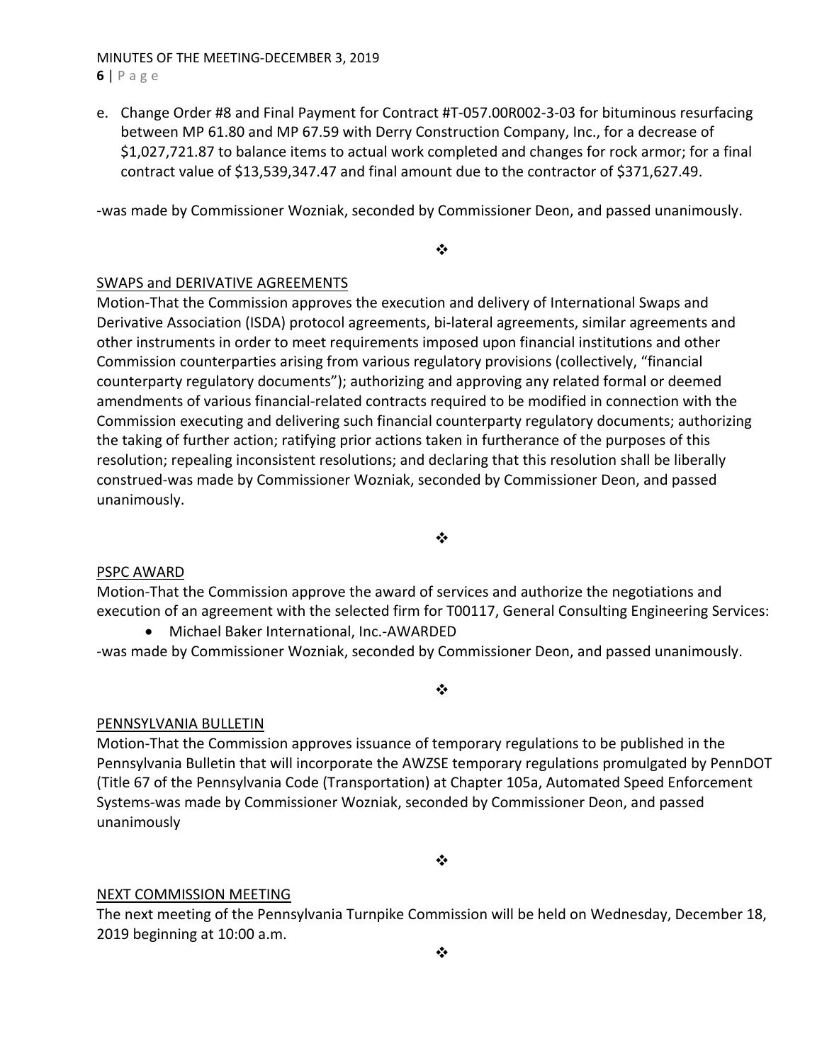e. Change Order #8 and Final Payment for Contract #T-057.00R002-3-03 for bituminous resurfacing between MP 61.80 and MP 67.59 with Derry Construction Company, Inc., for a decrease of $1,027,721.87 to balance items to actual work completed and changes for rock armor; for a final contract value of $13,539,347.47 and final amount due to the contractor of $371,627.49.

-was made by Commissioner Wozniak, seconded by Commissioner Deon, and passed unanimously.

❖

SWAPS and DERIVATIVE AGREEMENTS

Motion-That the Commission approves the execution and delivery of International Swaps and Derivative Association (ISDA) protocol agreements, bi-lateral agreements, similar agreements and other instruments in order to meet requirements imposed upon financial institutions and other Commission counterparties arising from various regulatory provisions (collectively, "financial counterparty regulatory documents"); authorizing and approving any related formal or deemed amendments of various financial-related contracts required to be modified in connection with the Commission executing and delivering such financial counterparty regulatory documents; authorizing the taking of further action; ratifying prior actions taken in furtherance of the purposes of this resolution; repealing inconsistent resolutions; and declaring that this resolution shall be liberally construed-was made by Commissioner Wozniak, seconded by Commissioner Deon, and passed unanimously.

❖

PSPC AWARD

Motion-That the Commission approve the award of services and authorize the negotiations and execution of an agreement with the selected firm for T00117, General Consulting Engineering Services:

- Michael Baker International, Inc.-AWARDED

-was made by Commissioner Wozniak, seconded by Commissioner Deon, and passed unanimously.

❖

PENNSYLVANIA BULLETIN

Motion-That the Commission approves issuance of temporary regulations to be published in the Pennsylvania Bulletin that will incorporate the AWZSE temporary regulations promulgated by PennDOT (Title 67 of the Pennsylvania Code (Transportation) at Chapter 105a, Automated Speed Enforcement Systems-was made by Commissioner Wozniak, seconded by Commissioner Deon, and passed unanimously

❖

NEXT COMMISSION MEETING

The next meeting of the Pennsylvania Turnpike Commission will be held on Wednesday, December 18, 2019 beginning at 10:00 a.m.

❖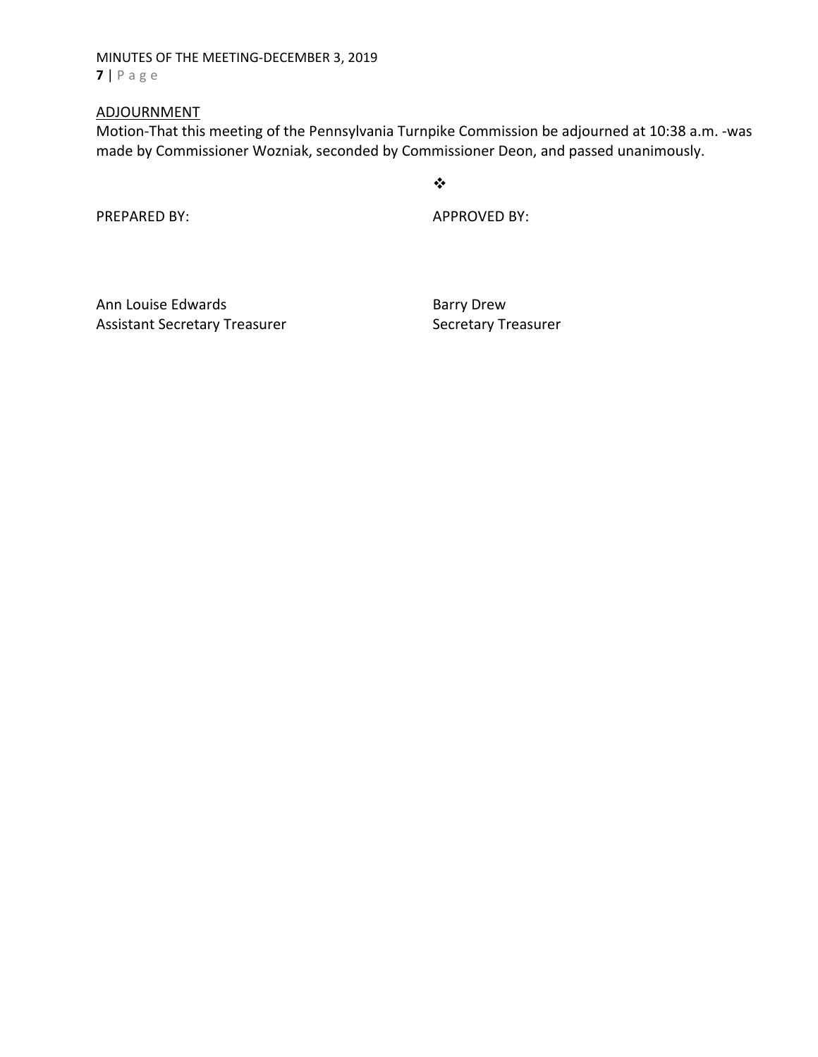## ADJOURNMENT

Motion-That this meeting of the Pennsylvania Turnpike Commission be adjourned at 10:38 a.m. -was made by Commissioner Wozniak, seconded by Commissioner Deon, and passed unanimously.

❖

| PREPARED BY: | APPROVED BY: |
| --- | --- |
| Ann Louise Edwards | Barry Drew |
| Assistant Secretary Treasurer | Secretary Treasurer |